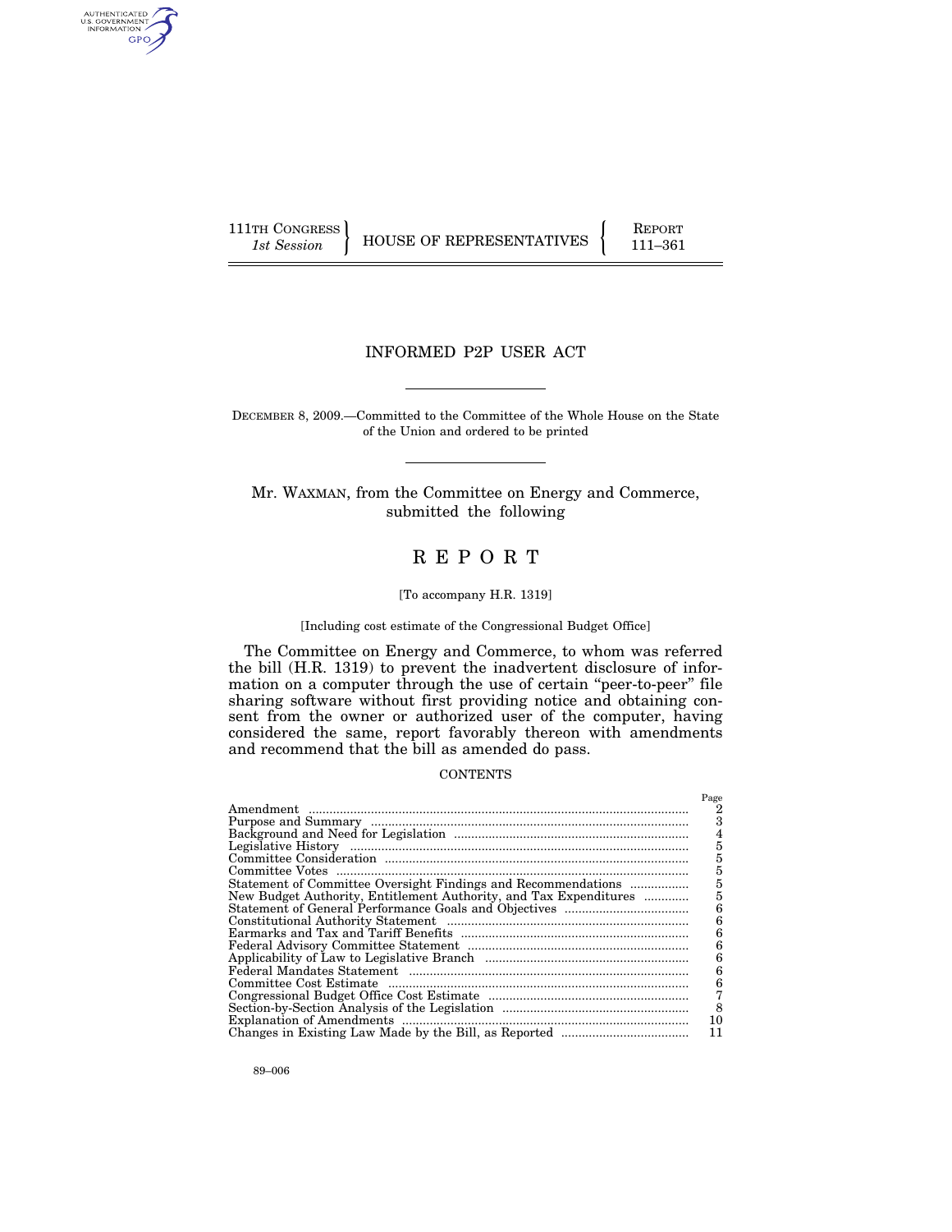111TH CONGRESS
*1st Session*

HOUSE OF REPRESENTATIVES

REPORT
111–361

# INFORMED P2P USER ACT

DECEMBER 8, 2009.—Committed to the Committee of the Whole House on the State of the Union and ordered to be printed

Mr. WAXMAN, from the Committee on Energy and Commerce, submitted the following

# R E P O R T

[To accompany H.R. 1319]

[Including cost estimate of the Congressional Budget Office]

The Committee on Energy and Commerce, to whom was referred the bill (H.R. 1319) to prevent the inadvertent disclosure of information on a computer through the use of certain "peer-to-peer" file sharing software without first providing notice and obtaining consent from the owner or authorized user of the computer, having considered the same, report favorably thereon with amendments and recommend that the bill as amended do pass.

CONTENTS

| | Page |
|---|---|
| Amendment | 2 |
| Purpose and Summary | 3 |
| Background and Need for Legislation | 4 |
| Legislative History | 5 |
| Committee Consideration | 5 |
| Committee Votes | 5 |
| Statement of Committee Oversight Findings and Recommendations | 5 |
| New Budget Authority, Entitlement Authority, and Tax Expenditures | 5 |
| Statement of General Performance Goals and Objectives | 6 |
| Constitutional Authority Statement | 6 |
| Earmarks and Tax and Tariff Benefits | 6 |
| Federal Advisory Committee Statement | 6 |
| Applicability of Law to Legislative Branch | 6 |
| Federal Mandates Statement | 6 |
| Committee Cost Estimate | 6 |
| Congressional Budget Office Cost Estimate | 7 |
| Section-by-Section Analysis of the Legislation | 8 |
| Explanation of Amendments | 10 |
| Changes in Existing Law Made by the Bill, as Reported | 11 |

89–006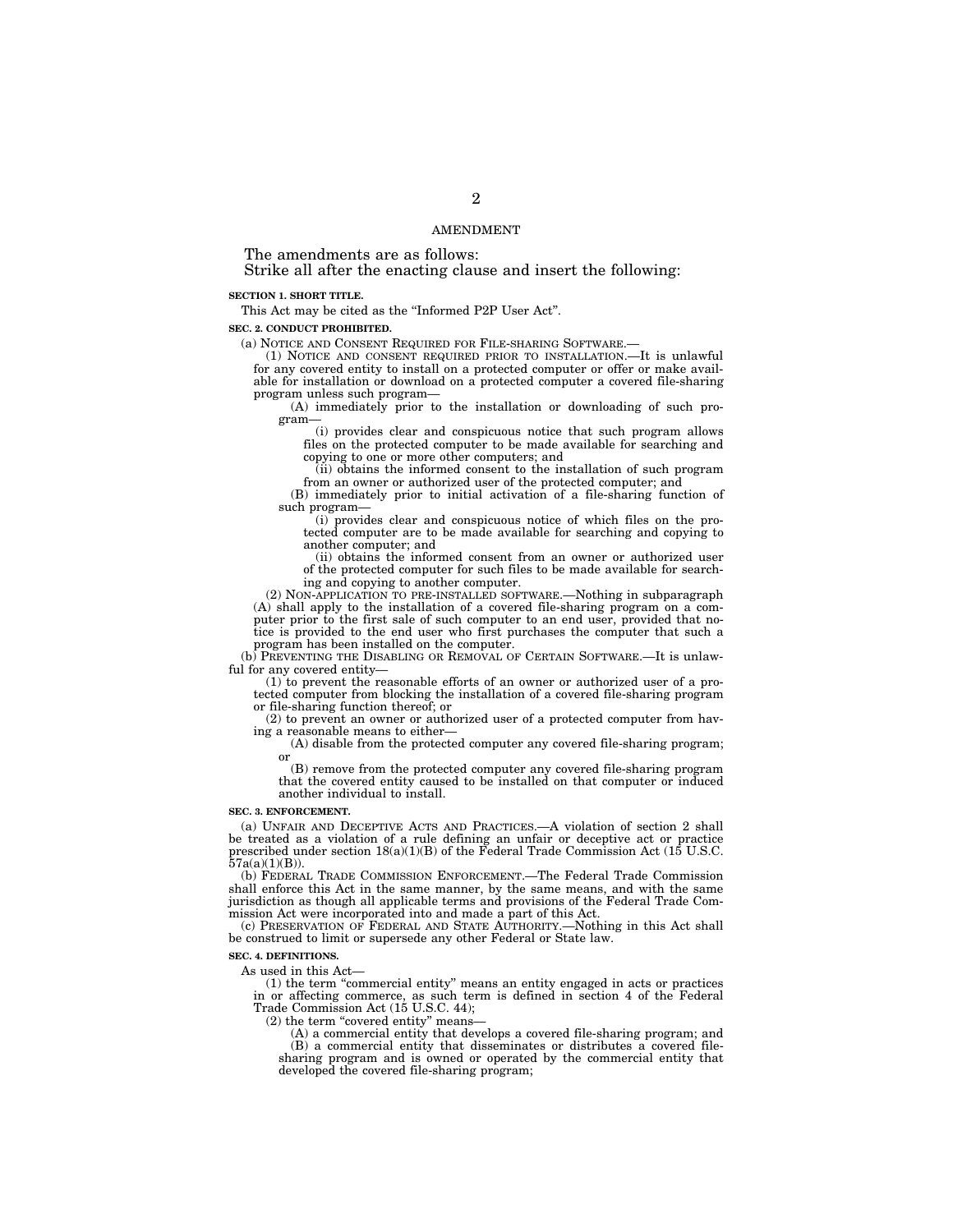AMENDMENT

The amendments are as follows:
Strike all after the enacting clause and insert the following:

**SECTION 1. SHORT TITLE.**

This Act may be cited as the "Informed P2P User Act".

**SEC. 2. CONDUCT PROHIBITED.**

(a) NOTICE AND CONSENT REQUIRED FOR FILE-SHARING SOFTWARE.—

(1) NOTICE AND CONSENT REQUIRED PRIOR TO INSTALLATION.—It is unlawful for any covered entity to install on a protected computer or offer or make available for installation or download on a protected computer a covered file-sharing program unless such program—

(A) immediately prior to the installation or downloading of such program—

(i) provides clear and conspicuous notice that such program allows files on the protected computer to be made available for searching and copying to one or more other computers; and

(ii) obtains the informed consent to the installation of such program from an owner or authorized user of the protected computer; and

(B) immediately prior to initial activation of a file-sharing function of such program—

(i) provides clear and conspicuous notice of which files on the protected computer are to be made available for searching and copying to another computer; and

(ii) obtains the informed consent from an owner or authorized user of the protected computer for such files to be made available for searching and copying to another computer.

(2) NON-APPLICATION TO PRE-INSTALLED SOFTWARE.—Nothing in subparagraph (A) shall apply to the installation of a covered file-sharing program on a computer prior to the first sale of such computer to an end user, provided that notice is provided to the end user who first purchases the computer that such a program has been installed on the computer.

(b) PREVENTING THE DISABLING OR REMOVAL OF CERTAIN SOFTWARE.—It is unlawful for any covered entity—

(1) to prevent the reasonable efforts of an owner or authorized user of a protected computer from blocking the installation of a covered file-sharing program or file-sharing function thereof; or

(2) to prevent an owner or authorized user of a protected computer from having a reasonable means to either—

(A) disable from the protected computer any covered file-sharing program; or

(B) remove from the protected computer any covered file-sharing program that the covered entity caused to be installed on that computer or induced another individual to install.

**SEC. 3. ENFORCEMENT.**

(a) UNFAIR AND DECEPTIVE ACTS AND PRACTICES.—A violation of section 2 shall be treated as a violation of a rule defining an unfair or deceptive act or practice prescribed under section 18(a)(1)(B) of the Federal Trade Commission Act (15 U.S.C. 57a(a)(1)(B)).

(b) FEDERAL TRADE COMMISSION ENFORCEMENT.—The Federal Trade Commission shall enforce this Act in the same manner, by the same means, and with the same jurisdiction as though all applicable terms and provisions of the Federal Trade Commission Act were incorporated into and made a part of this Act.

(c) PRESERVATION OF FEDERAL AND STATE AUTHORITY.—Nothing in this Act shall be construed to limit or supersede any other Federal or State law.

**SEC. 4. DEFINITIONS.**

As used in this Act—

(1) the term "commercial entity" means an entity engaged in acts or practices in or affecting commerce, as such term is defined in section 4 of the Federal Trade Commission Act (15 U.S.C. 44);

(2) the term "covered entity" means—

(A) a commercial entity that develops a covered file-sharing program; and

(B) a commercial entity that disseminates or distributes a covered file-sharing program and is owned or operated by the commercial entity that developed the covered file-sharing program;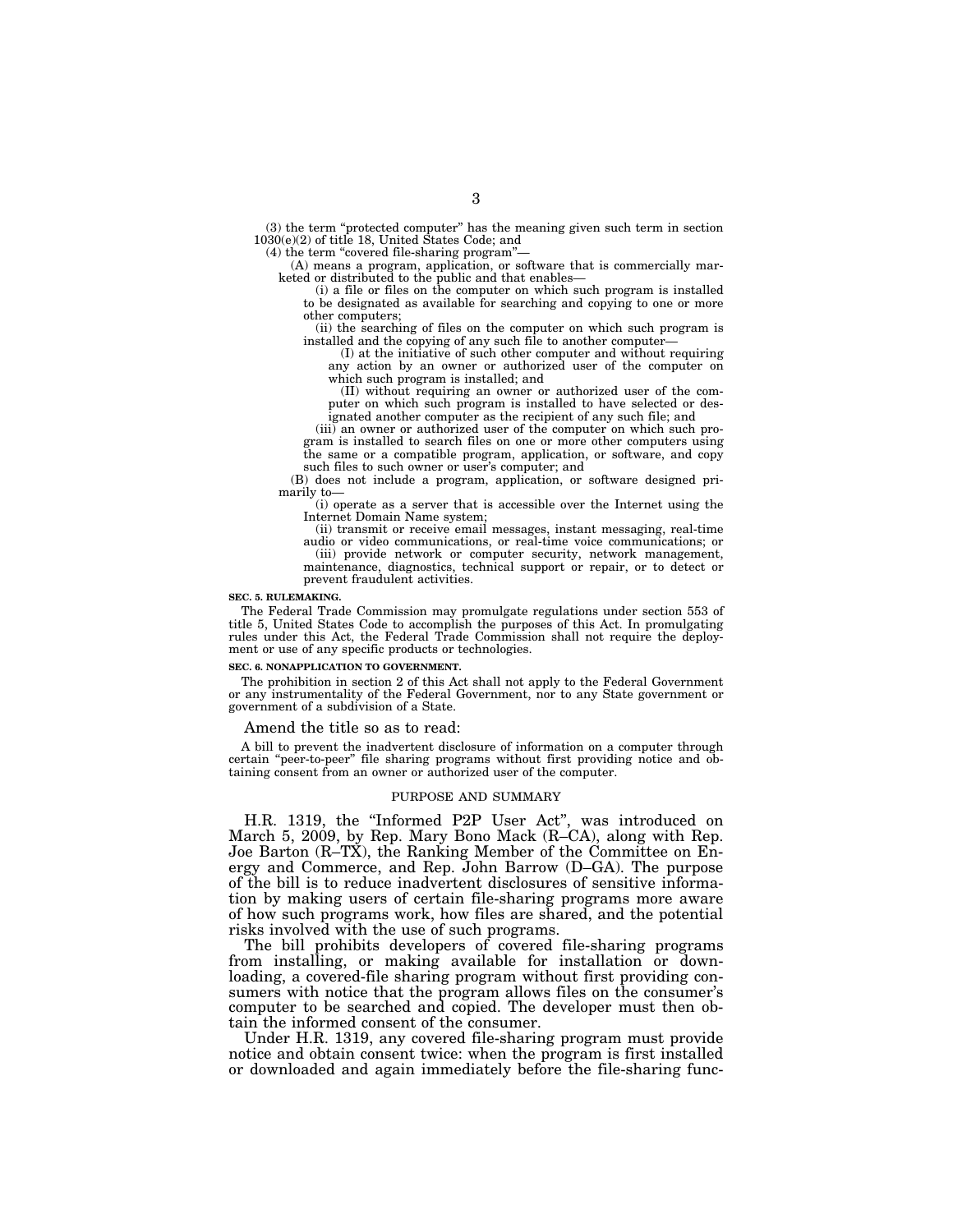(3) the term "protected computer" has the meaning given such term in section 1030(e)(2) of title 18, United States Code; and

(4) the term "covered file-sharing program"—

(A) means a program, application, or software that is commercially marketed or distributed to the public and that enables—

(i) a file or files on the computer on which such program is installed to be designated as available for searching and copying to one or more other computers;

(ii) the searching of files on the computer on which such program is installed and the copying of any such file to another computer—

(I) at the initiative of such other computer and without requiring any action by an owner or authorized user of the computer on which such program is installed; and

(II) without requiring an owner or authorized user of the computer on which such program is installed to have selected or designated another computer as the recipient of any such file; and

(iii) an owner or authorized user of the computer on which such program is installed to search files on one or more other computers using the same or a compatible program, application, or software, and copy such files to such owner or user's computer; and

(B) does not include a program, application, or software designed primarily to—

(i) operate as a server that is accessible over the Internet using the Internet Domain Name system;

(ii) transmit or receive email messages, instant messaging, real-time audio or video communications, or real-time voice communications; or

(iii) provide network or computer security, network management, maintenance, diagnostics, technical support or repair, or to detect or prevent fraudulent activities.

**SEC. 5. RULEMAKING.**

The Federal Trade Commission may promulgate regulations under section 553 of title 5, United States Code to accomplish the purposes of this Act. In promulgating rules under this Act, the Federal Trade Commission shall not require the deployment or use of any specific products or technologies.

**SEC. 6. NONAPPLICATION TO GOVERNMENT.**

The prohibition in section 2 of this Act shall not apply to the Federal Government or any instrumentality of the Federal Government, nor to any State government or government of a subdivision of a State.

Amend the title so as to read:

A bill to prevent the inadvertent disclosure of information on a computer through certain "peer-to-peer" file sharing programs without first providing notice and obtaining consent from an owner or authorized user of the computer.

## PURPOSE AND SUMMARY

H.R. 1319, the "Informed P2P User Act", was introduced on March 5, 2009, by Rep. Mary Bono Mack (R–CA), along with Rep. Joe Barton (R–TX), the Ranking Member of the Committee on Energy and Commerce, and Rep. John Barrow (D–GA). The purpose of the bill is to reduce inadvertent disclosures of sensitive information by making users of certain file-sharing programs more aware of how such programs work, how files are shared, and the potential risks involved with the use of such programs.

The bill prohibits developers of covered file-sharing programs from installing, or making available for installation or downloading, a covered-file sharing program without first providing consumers with notice that the program allows files on the consumer's computer to be searched and copied. The developer must then obtain the informed consent of the consumer.

Under H.R. 1319, any covered file-sharing program must provide notice and obtain consent twice: when the program is first installed or downloaded and again immediately before the file-sharing func-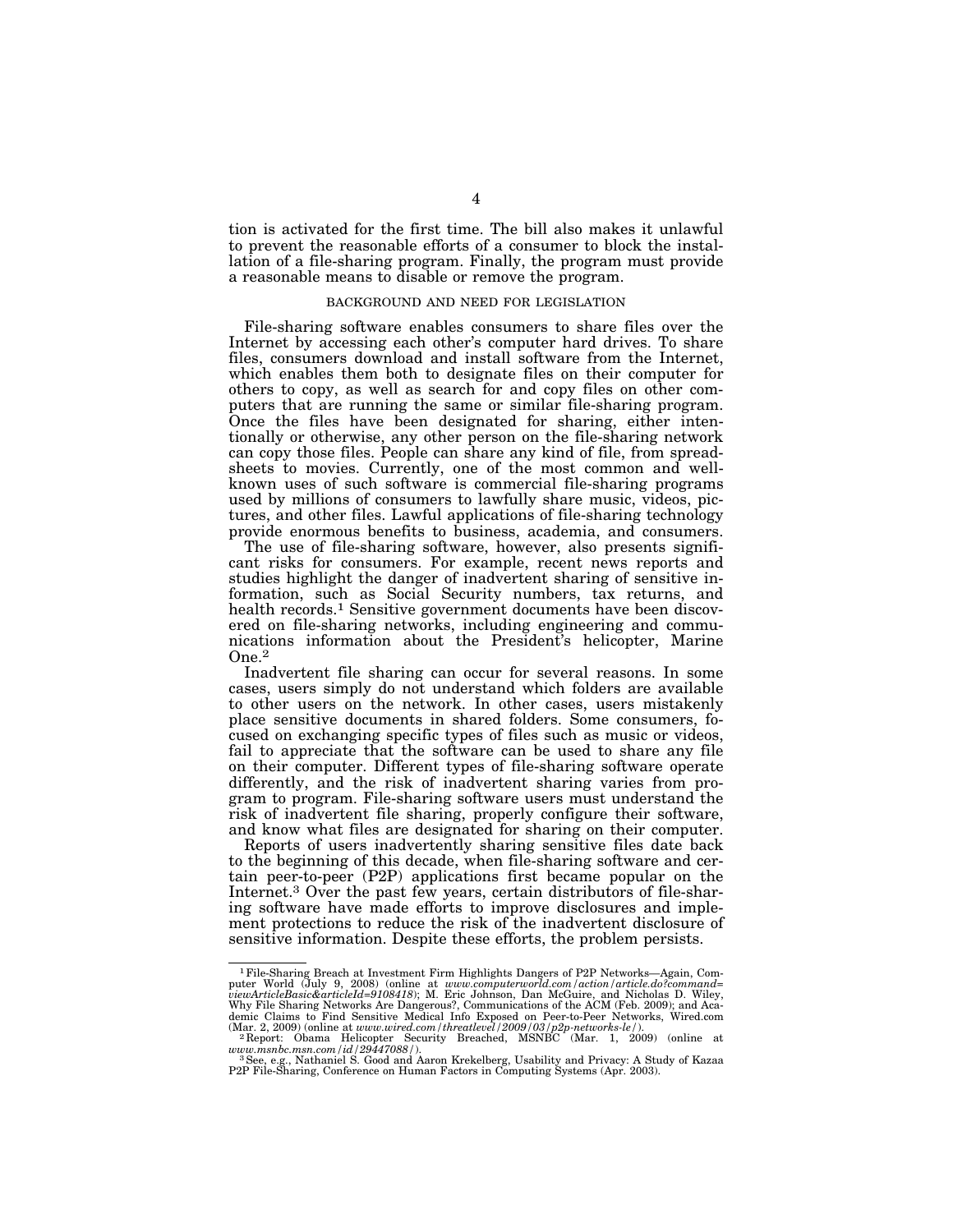tion is activated for the first time. The bill also makes it unlawful to prevent the reasonable efforts of a consumer to block the installation of a file-sharing program. Finally, the program must provide a reasonable means to disable or remove the program.

## BACKGROUND AND NEED FOR LEGISLATION

File-sharing software enables consumers to share files over the Internet by accessing each other's computer hard drives. To share files, consumers download and install software from the Internet, which enables them both to designate files on their computer for others to copy, as well as search for and copy files on other computers that are running the same or similar file-sharing program. Once the files have been designated for sharing, either intentionally or otherwise, any other person on the file-sharing network can copy those files. People can share any kind of file, from spreadsheets to movies. Currently, one of the most common and well-known uses of such software is commercial file-sharing programs used by millions of consumers to lawfully share music, videos, pictures, and other files. Lawful applications of file-sharing technology provide enormous benefits to business, academia, and consumers.

The use of file-sharing software, however, also presents significant risks for consumers. For example, recent news reports and studies highlight the danger of inadvertent sharing of sensitive information, such as Social Security numbers, tax returns, and health records.[1] Sensitive government documents have been discovered on file-sharing networks, including engineering and communications information about the President's helicopter, Marine One.[2]

Inadvertent file sharing can occur for several reasons. In some cases, users simply do not understand which folders are available to other users on the network. In other cases, users mistakenly place sensitive documents in shared folders. Some consumers, focused on exchanging specific types of files such as music or videos, fail to appreciate that the software can be used to share any file on their computer. Different types of file-sharing software operate differently, and the risk of inadvertent sharing varies from program to program. File-sharing software users must understand the risk of inadvertent file sharing, properly configure their software, and know what files are designated for sharing on their computer.

Reports of users inadvertently sharing sensitive files date back to the beginning of this decade, when file-sharing software and certain peer-to-peer (P2P) applications first became popular on the Internet.[3] Over the past few years, certain distributors of file-sharing software have made efforts to improve disclosures and implement protections to reduce the risk of the inadvertent disclosure of sensitive information. Despite these efforts, the problem persists.

---

[1] File-Sharing Breach at Investment Firm Highlights Dangers of P2P Networks—Again, Computer World (July 9, 2008) (online at *www.computerworld.com/action/article.do?command=viewArticleBasic&articleId=9108418*); M. Eric Johnson, Dan McGuire, and Nicholas D. Wiley, Why File Sharing Networks Are Dangerous?, Communications of the ACM (Feb. 2009); and Academic Claims to Find Sensitive Medical Info Exposed on Peer-to-Peer Networks, Wired.com (Mar. 2, 2009) (online at *www.wired.com/threatlevel/2009/03/p2p-networks-le/*).

[2] Report: Obama Helicopter Security Breached, MSNBC (Mar. 1, 2009) (online at *www.msnbc.msn.com/id/29447088/*).

[3] See, e.g., Nathaniel S. Good and Aaron Krekelberg, Usability and Privacy: A Study of Kazaa P2P File-Sharing, Conference on Human Factors in Computing Systems (Apr. 2003).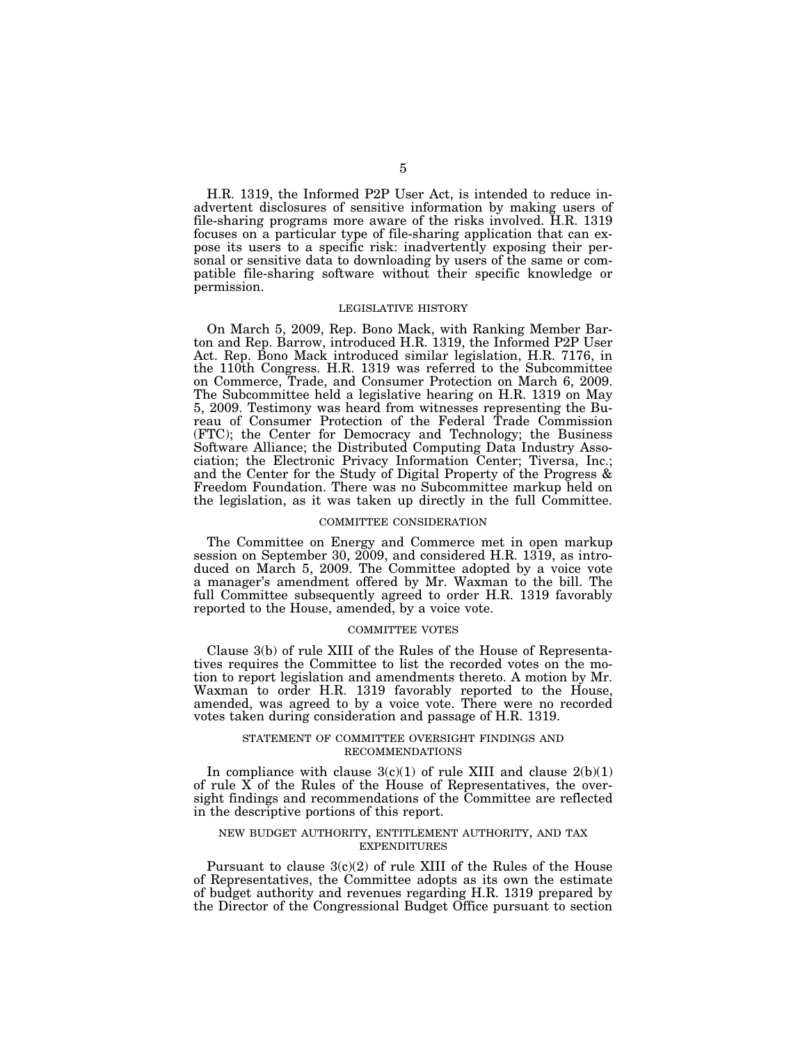H.R. 1319, the Informed P2P User Act, is intended to reduce inadvertent disclosures of sensitive information by making users of file-sharing programs more aware of the risks involved. H.R. 1319 focuses on a particular type of file-sharing application that can expose its users to a specific risk: inadvertently exposing their personal or sensitive data to downloading by users of the same or compatible file-sharing software without their specific knowledge or permission.

## LEGISLATIVE HISTORY

On March 5, 2009, Rep. Bono Mack, with Ranking Member Barton and Rep. Barrow, introduced H.R. 1319, the Informed P2P User Act. Rep. Bono Mack introduced similar legislation, H.R. 7176, in the 110th Congress. H.R. 1319 was referred to the Subcommittee on Commerce, Trade, and Consumer Protection on March 6, 2009. The Subcommittee held a legislative hearing on H.R. 1319 on May 5, 2009. Testimony was heard from witnesses representing the Bureau of Consumer Protection of the Federal Trade Commission (FTC); the Center for Democracy and Technology; the Business Software Alliance; the Distributed Computing Data Industry Association; the Electronic Privacy Information Center; Tiversa, Inc.; and the Center for the Study of Digital Property of the Progress & Freedom Foundation. There was no Subcommittee markup held on the legislation, as it was taken up directly in the full Committee.

## COMMITTEE CONSIDERATION

The Committee on Energy and Commerce met in open markup session on September 30, 2009, and considered H.R. 1319, as introduced on March 5, 2009. The Committee adopted by a voice vote a manager's amendment offered by Mr. Waxman to the bill. The full Committee subsequently agreed to order H.R. 1319 favorably reported to the House, amended, by a voice vote.

## COMMITTEE VOTES

Clause 3(b) of rule XIII of the Rules of the House of Representatives requires the Committee to list the recorded votes on the motion to report legislation and amendments thereto. A motion by Mr. Waxman to order H.R. 1319 favorably reported to the House, amended, was agreed to by a voice vote. There were no recorded votes taken during consideration and passage of H.R. 1319.

## STATEMENT OF COMMITTEE OVERSIGHT FINDINGS AND RECOMMENDATIONS

In compliance with clause 3(c)(1) of rule XIII and clause 2(b)(1) of rule X of the Rules of the House of Representatives, the oversight findings and recommendations of the Committee are reflected in the descriptive portions of this report.

## NEW BUDGET AUTHORITY, ENTITLEMENT AUTHORITY, AND TAX EXPENDITURES

Pursuant to clause 3(c)(2) of rule XIII of the Rules of the House of Representatives, the Committee adopts as its own the estimate of budget authority and revenues regarding H.R. 1319 prepared by the Director of the Congressional Budget Office pursuant to section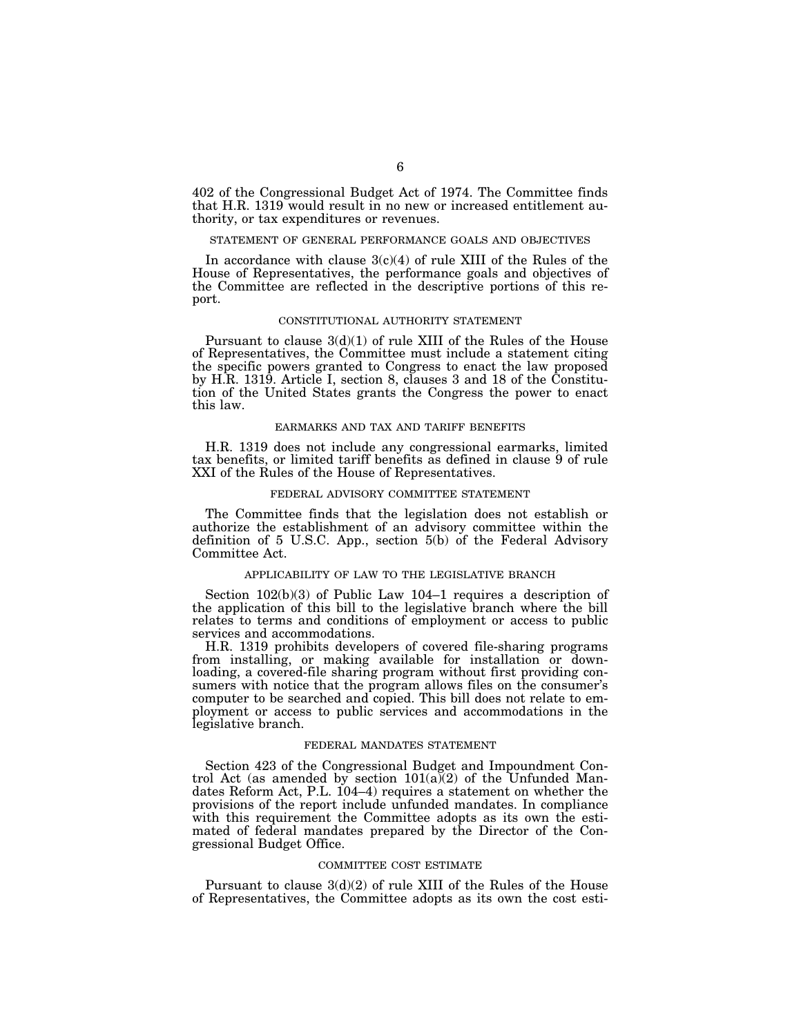402 of the Congressional Budget Act of 1974. The Committee finds that H.R. 1319 would result in no new or increased entitlement authority, or tax expenditures or revenues.

## STATEMENT OF GENERAL PERFORMANCE GOALS AND OBJECTIVES

In accordance with clause 3(c)(4) of rule XIII of the Rules of the House of Representatives, the performance goals and objectives of the Committee are reflected in the descriptive portions of this report.

## CONSTITUTIONAL AUTHORITY STATEMENT

Pursuant to clause 3(d)(1) of rule XIII of the Rules of the House of Representatives, the Committee must include a statement citing the specific powers granted to Congress to enact the law proposed by H.R. 1319. Article I, section 8, clauses 3 and 18 of the Constitution of the United States grants the Congress the power to enact this law.

## EARMARKS AND TAX AND TARIFF BENEFITS

H.R. 1319 does not include any congressional earmarks, limited tax benefits, or limited tariff benefits as defined in clause 9 of rule XXI of the Rules of the House of Representatives.

## FEDERAL ADVISORY COMMITTEE STATEMENT

The Committee finds that the legislation does not establish or authorize the establishment of an advisory committee within the definition of 5 U.S.C. App., section 5(b) of the Federal Advisory Committee Act.

## APPLICABILITY OF LAW TO THE LEGISLATIVE BRANCH

Section 102(b)(3) of Public Law 104–1 requires a description of the application of this bill to the legislative branch where the bill relates to terms and conditions of employment or access to public services and accommodations.

H.R. 1319 prohibits developers of covered file-sharing programs from installing, or making available for installation or downloading, a covered-file sharing program without first providing consumers with notice that the program allows files on the consumer's computer to be searched and copied. This bill does not relate to employment or access to public services and accommodations in the legislative branch.

## FEDERAL MANDATES STATEMENT

Section 423 of the Congressional Budget and Impoundment Control Act (as amended by section 101(a)(2) of the Unfunded Mandates Reform Act, P.L. 104–4) requires a statement on whether the provisions of the report include unfunded mandates. In compliance with this requirement the Committee adopts as its own the estimated of federal mandates prepared by the Director of the Congressional Budget Office.

## COMMITTEE COST ESTIMATE

Pursuant to clause 3(d)(2) of rule XIII of the Rules of the House of Representatives, the Committee adopts as its own the cost esti-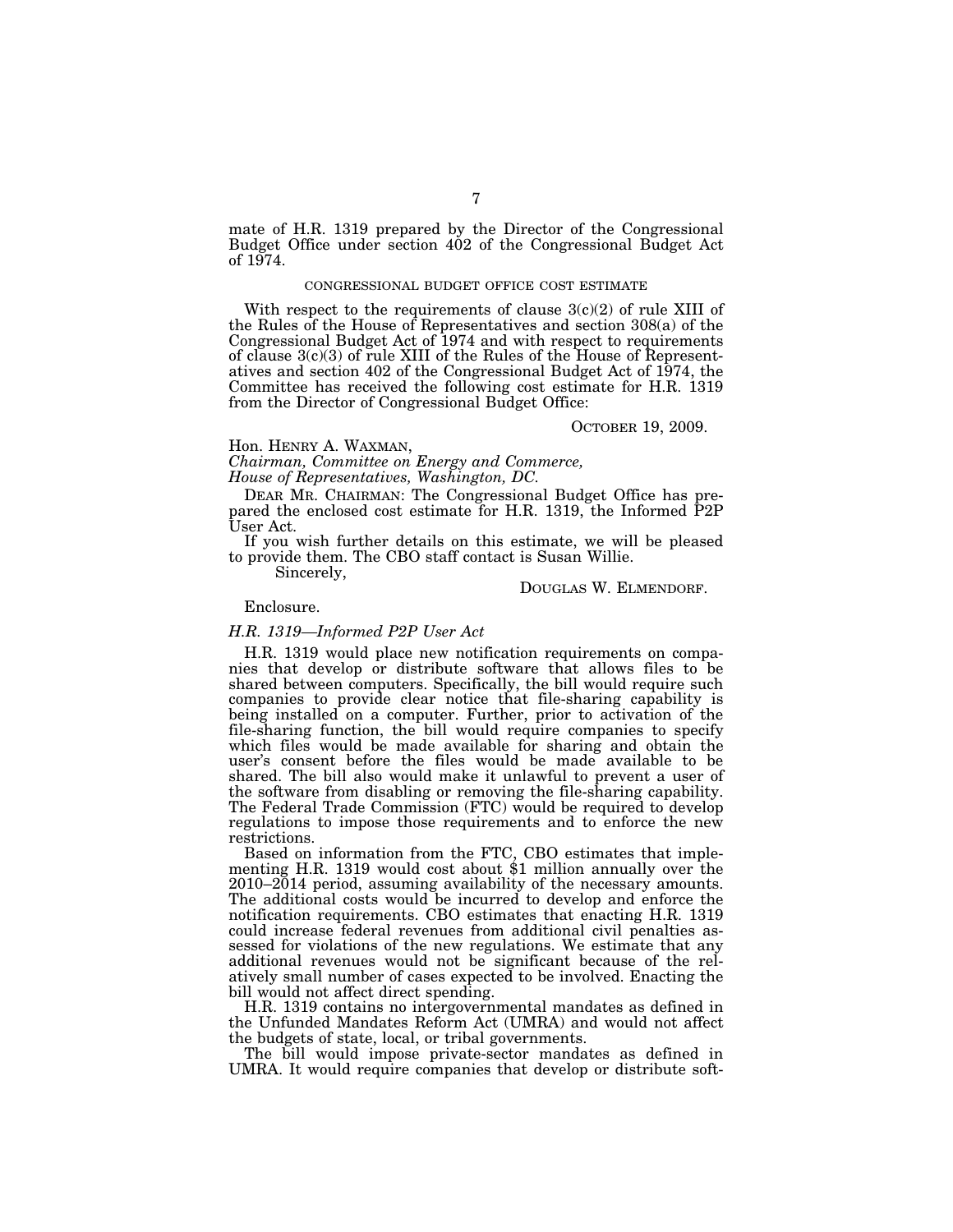mate of H.R. 1319 prepared by the Director of the Congressional Budget Office under section 402 of the Congressional Budget Act of 1974.

CONGRESSIONAL BUDGET OFFICE COST ESTIMATE

With respect to the requirements of clause 3(c)(2) of rule XIII of the Rules of the House of Representatives and section 308(a) of the Congressional Budget Act of 1974 and with respect to requirements of clause 3(c)(3) of rule XIII of the Rules of the House of Representatives and section 402 of the Congressional Budget Act of 1974, the Committee has received the following cost estimate for H.R. 1319 from the Director of Congressional Budget Office:

OCTOBER 19, 2009.

Hon. HENRY A. WAXMAN,
*Chairman, Committee on Energy and Commerce,*
*House of Representatives, Washington, DC.*

DEAR MR. CHAIRMAN: The Congressional Budget Office has prepared the enclosed cost estimate for H.R. 1319, the Informed P2P User Act.

If you wish further details on this estimate, we will be pleased to provide them. The CBO staff contact is Susan Willie.

Sincerely,

DOUGLAS W. ELMENDORF.

Enclosure.

*H.R. 1319—Informed P2P User Act*

H.R. 1319 would place new notification requirements on companies that develop or distribute software that allows files to be shared between computers. Specifically, the bill would require such companies to provide clear notice that file-sharing capability is being installed on a computer. Further, prior to activation of the file-sharing function, the bill would require companies to specify which files would be made available for sharing and obtain the user's consent before the files would be made available to be shared. The bill also would make it unlawful to prevent a user of the software from disabling or removing the file-sharing capability. The Federal Trade Commission (FTC) would be required to develop regulations to impose those requirements and to enforce the new restrictions.

Based on information from the FTC, CBO estimates that implementing H.R. 1319 would cost about $1 million annually over the 2010–2014 period, assuming availability of the necessary amounts. The additional costs would be incurred to develop and enforce the notification requirements. CBO estimates that enacting H.R. 1319 could increase federal revenues from additional civil penalties assessed for violations of the new regulations. We estimate that any additional revenues would not be significant because of the relatively small number of cases expected to be involved. Enacting the bill would not affect direct spending.

H.R. 1319 contains no intergovernmental mandates as defined in the Unfunded Mandates Reform Act (UMRA) and would not affect the budgets of state, local, or tribal governments.

The bill would impose private-sector mandates as defined in UMRA. It would require companies that develop or distribute soft-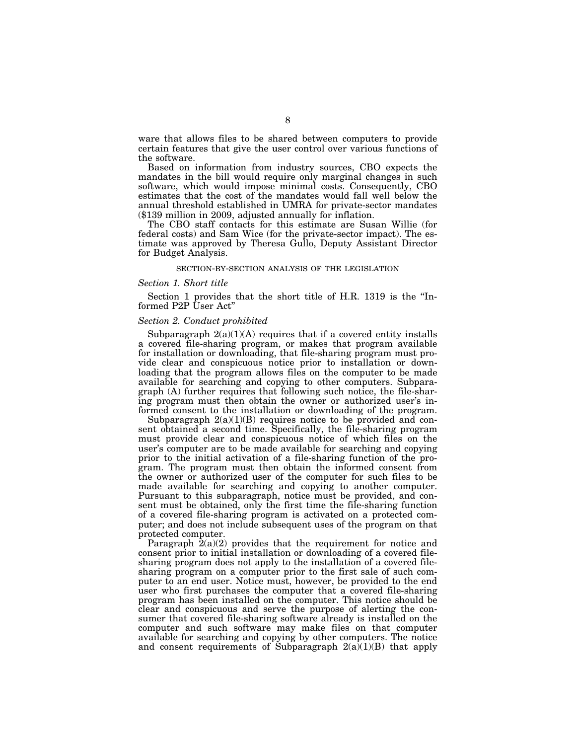ware that allows files to be shared between computers to provide certain features that give the user control over various functions of the software.

Based on information from industry sources, CBO expects the mandates in the bill would require only marginal changes in such software, which would impose minimal costs. Consequently, CBO estimates that the cost of the mandates would fall well below the annual threshold established in UMRA for private-sector mandates ($139 million in 2009, adjusted annually for inflation.

The CBO staff contacts for this estimate are Susan Willie (for federal costs) and Sam Wice (for the private-sector impact). The estimate was approved by Theresa Gullo, Deputy Assistant Director for Budget Analysis.

## SECTION-BY-SECTION ANALYSIS OF THE LEGISLATION

### *Section 1. Short title*

Section 1 provides that the short title of H.R. 1319 is the "Informed P2P User Act"

### *Section 2. Conduct prohibited*

Subparagraph 2(a)(1)(A) requires that if a covered entity installs a covered file-sharing program, or makes that program available for installation or downloading, that file-sharing program must provide clear and conspicuous notice prior to installation or downloading that the program allows files on the computer to be made available for searching and copying to other computers. Subparagraph (A) further requires that following such notice, the file-sharing program must then obtain the owner or authorized user's informed consent to the installation or downloading of the program.

Subparagraph 2(a)(1)(B) requires notice to be provided and consent obtained a second time. Specifically, the file-sharing program must provide clear and conspicuous notice of which files on the user's computer are to be made available for searching and copying prior to the initial activation of a file-sharing function of the program. The program must then obtain the informed consent from the owner or authorized user of the computer for such files to be made available for searching and copying to another computer. Pursuant to this subparagraph, notice must be provided, and consent must be obtained, only the first time the file-sharing function of a covered file-sharing program is activated on a protected computer; and does not include subsequent uses of the program on that protected computer.

Paragraph 2(a)(2) provides that the requirement for notice and consent prior to initial installation or downloading of a covered file-sharing program does not apply to the installation of a covered file-sharing program on a computer prior to the first sale of such computer to an end user. Notice must, however, be provided to the end user who first purchases the computer that a covered file-sharing program has been installed on the computer. This notice should be clear and conspicuous and serve the purpose of alerting the consumer that covered file-sharing software already is installed on the computer and such software may make files on that computer available for searching and copying by other computers. The notice and consent requirements of Subparagraph 2(a)(1)(B) that apply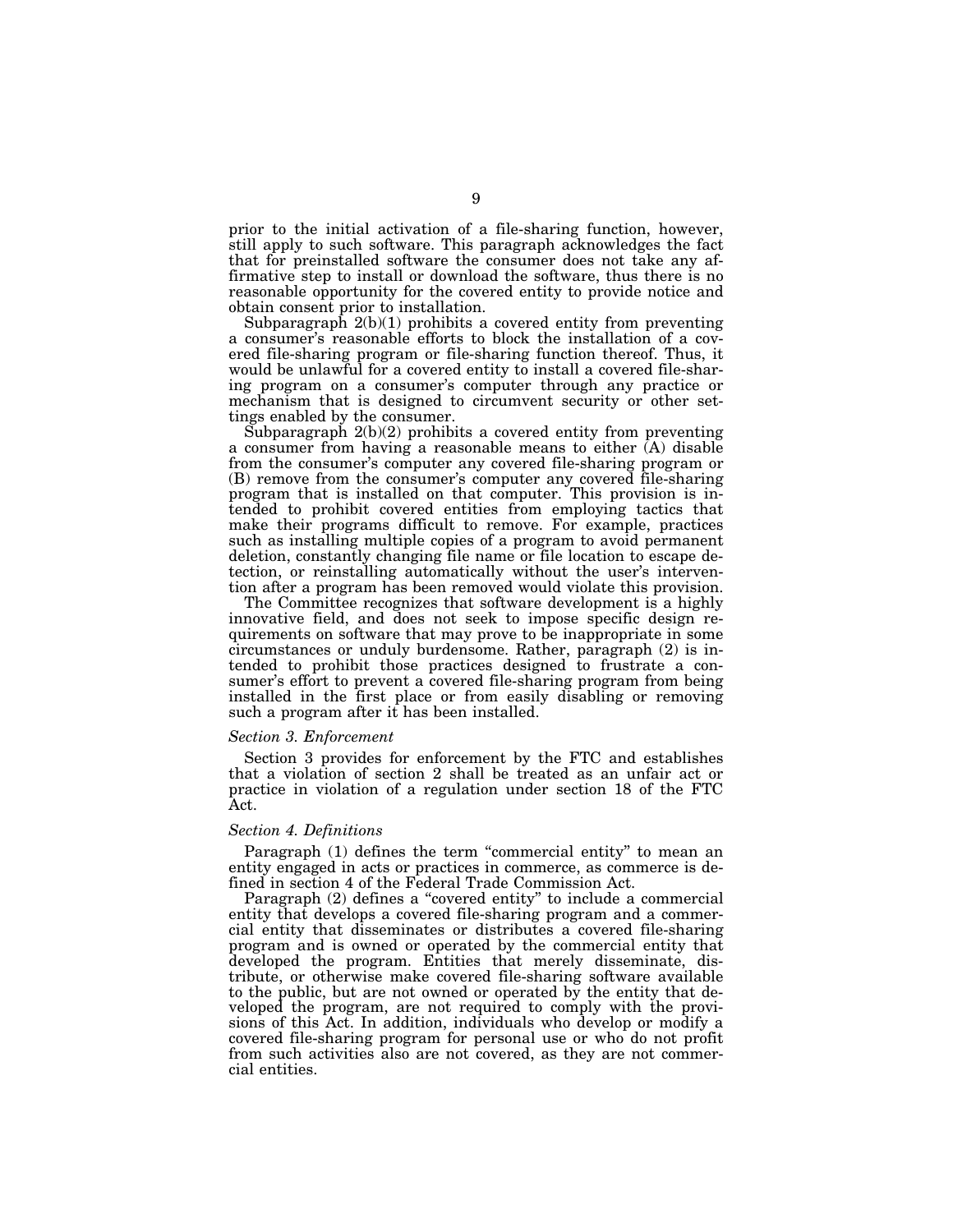prior to the initial activation of a file-sharing function, however, still apply to such software. This paragraph acknowledges the fact that for preinstalled software the consumer does not take any affirmative step to install or download the software, thus there is no reasonable opportunity for the covered entity to provide notice and obtain consent prior to installation.

Subparagraph 2(b)(1) prohibits a covered entity from preventing a consumer's reasonable efforts to block the installation of a covered file-sharing program or file-sharing function thereof. Thus, it would be unlawful for a covered entity to install a covered file-sharing program on a consumer's computer through any practice or mechanism that is designed to circumvent security or other settings enabled by the consumer.

Subparagraph 2(b)(2) prohibits a covered entity from preventing a consumer from having a reasonable means to either (A) disable from the consumer's computer any covered file-sharing program or (B) remove from the consumer's computer any covered file-sharing program that is installed on that computer. This provision is intended to prohibit covered entities from employing tactics that make their programs difficult to remove. For example, practices such as installing multiple copies of a program to avoid permanent deletion, constantly changing file name or file location to escape detection, or reinstalling automatically without the user's intervention after a program has been removed would violate this provision.

The Committee recognizes that software development is a highly innovative field, and does not seek to impose specific design requirements on software that may prove to be inappropriate in some circumstances or unduly burdensome. Rather, paragraph (2) is intended to prohibit those practices designed to frustrate a consumer's effort to prevent a covered file-sharing program from being installed in the first place or from easily disabling or removing such a program after it has been installed.

### *Section 3. Enforcement*

Section 3 provides for enforcement by the FTC and establishes that a violation of section 2 shall be treated as an unfair act or practice in violation of a regulation under section 18 of the FTC Act.

### *Section 4. Definitions*

Paragraph (1) defines the term "commercial entity" to mean an entity engaged in acts or practices in commerce, as commerce is defined in section 4 of the Federal Trade Commission Act.

Paragraph (2) defines a "covered entity" to include a commercial entity that develops a covered file-sharing program and a commercial entity that disseminates or distributes a covered file-sharing program and is owned or operated by the commercial entity that developed the program. Entities that merely disseminate, distribute, or otherwise make covered file-sharing software available to the public, but are not owned or operated by the entity that developed the program, are not required to comply with the provisions of this Act. In addition, individuals who develop or modify a covered file-sharing program for personal use or who do not profit from such activities also are not covered, as they are not commercial entities.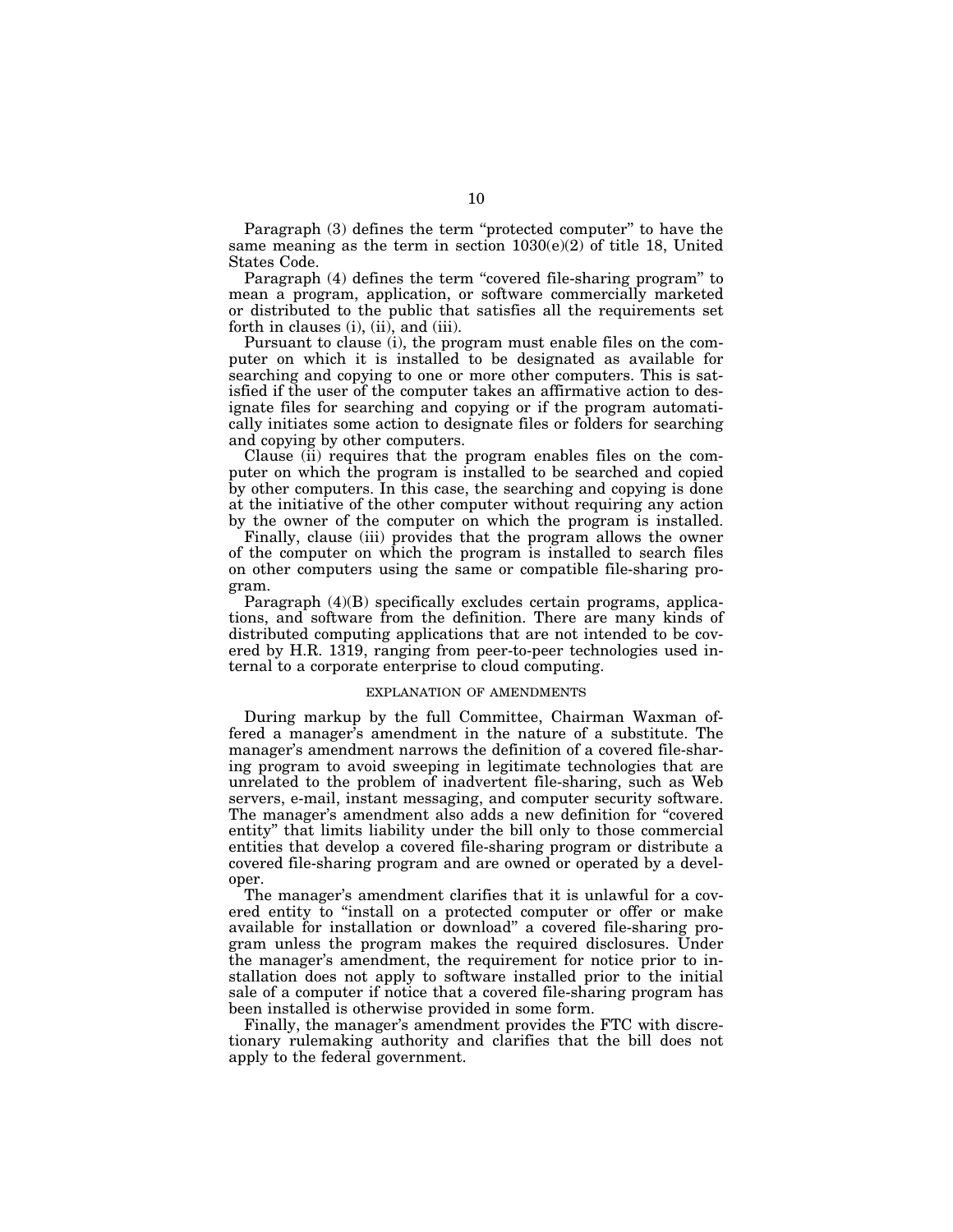Paragraph (3) defines the term "protected computer" to have the same meaning as the term in section 1030(e)(2) of title 18, United States Code.

Paragraph (4) defines the term "covered file-sharing program" to mean a program, application, or software commercially marketed or distributed to the public that satisfies all the requirements set forth in clauses (i), (ii), and (iii).

Pursuant to clause (i), the program must enable files on the computer on which it is installed to be designated as available for searching and copying to one or more other computers. This is satisfied if the user of the computer takes an affirmative action to designate files for searching and copying or if the program automatically initiates some action to designate files or folders for searching and copying by other computers.

Clause (ii) requires that the program enables files on the computer on which the program is installed to be searched and copied by other computers. In this case, the searching and copying is done at the initiative of the other computer without requiring any action by the owner of the computer on which the program is installed.

Finally, clause (iii) provides that the program allows the owner of the computer on which the program is installed to search files on other computers using the same or compatible file-sharing program.

Paragraph (4)(B) specifically excludes certain programs, applications, and software from the definition. There are many kinds of distributed computing applications that are not intended to be covered by H.R. 1319, ranging from peer-to-peer technologies used internal to a corporate enterprise to cloud computing.

## EXPLANATION OF AMENDMENTS

During markup by the full Committee, Chairman Waxman offered a manager's amendment in the nature of a substitute. The manager's amendment narrows the definition of a covered file-sharing program to avoid sweeping in legitimate technologies that are unrelated to the problem of inadvertent file-sharing, such as Web servers, e-mail, instant messaging, and computer security software. The manager's amendment also adds a new definition for "covered entity" that limits liability under the bill only to those commercial entities that develop a covered file-sharing program or distribute a covered file-sharing program and are owned or operated by a developer.

The manager's amendment clarifies that it is unlawful for a covered entity to "install on a protected computer or offer or make available for installation or download" a covered file-sharing program unless the program makes the required disclosures. Under the manager's amendment, the requirement for notice prior to installation does not apply to software installed prior to the initial sale of a computer if notice that a covered file-sharing program has been installed is otherwise provided in some form.

Finally, the manager's amendment provides the FTC with discretionary rulemaking authority and clarifies that the bill does not apply to the federal government.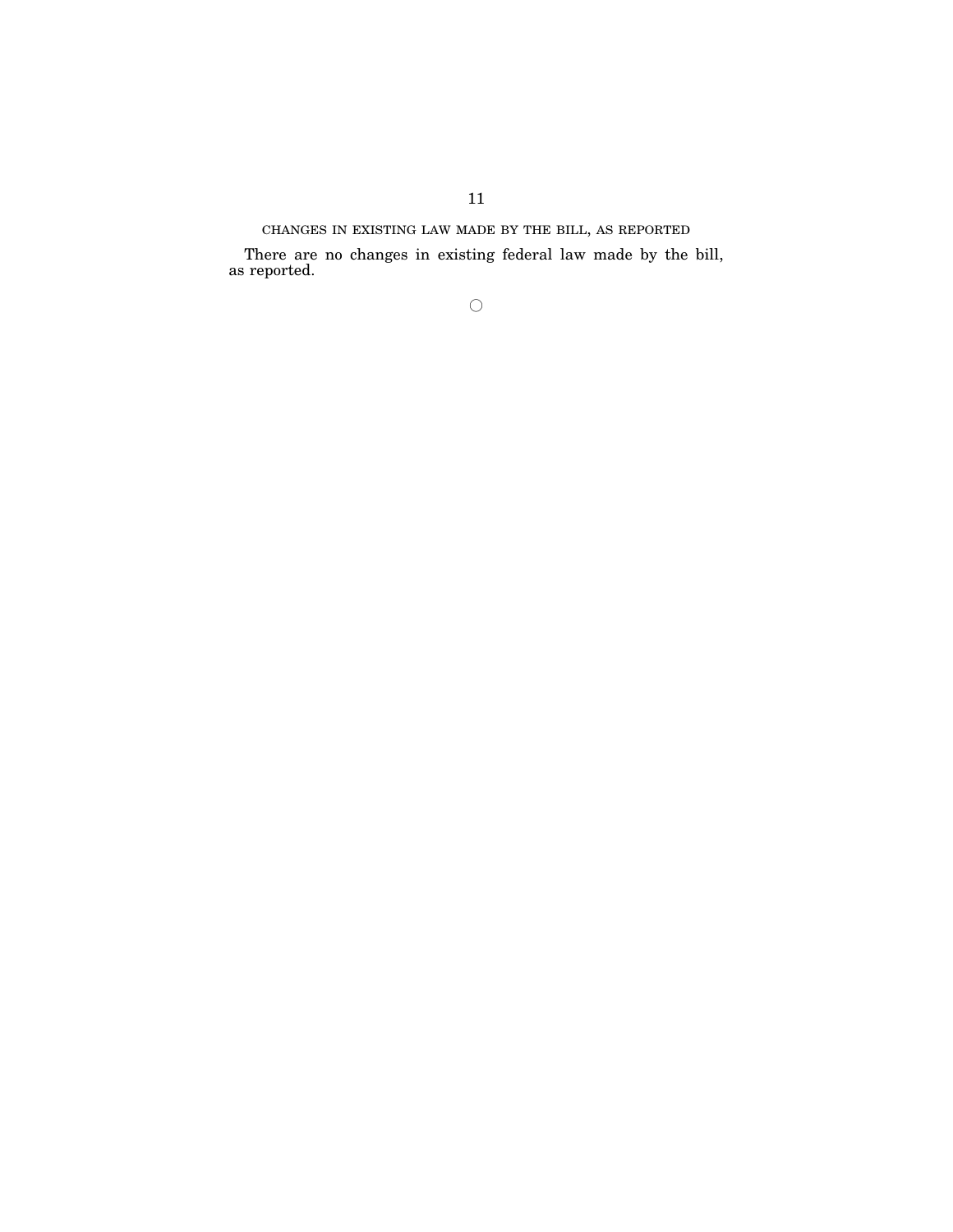## CHANGES IN EXISTING LAW MADE BY THE BILL, AS REPORTED

There are no changes in existing federal law made by the bill, as reported.

○